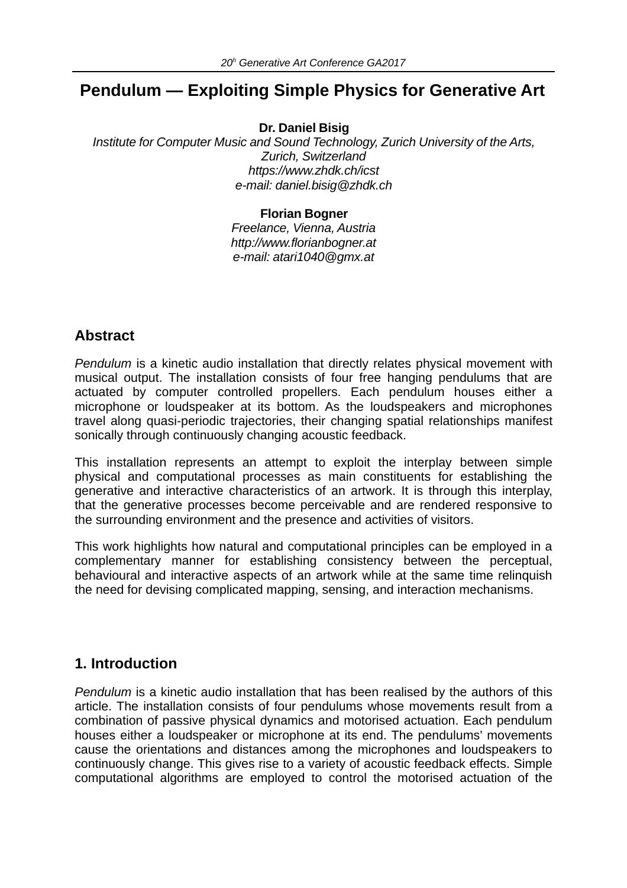# Pendulum — Exploiting Simple Physics for Generative Art

**Dr. Daniel Bisig**
*Institute for Computer Music and Sound Technology, Zurich University of the Arts, Zurich, Switzerland*
*https://www.zhdk.ch/icst*
*e-mail: daniel.bisig@zhdk.ch*

**Florian Bogner**
*Freelance, Vienna, Austria*
*http://www.florianbogner.at*
*e-mail: atari1040@gmx.at*

## Abstract

*Pendulum* is a kinetic audio installation that directly relates physical movement with musical output. The installation consists of four free hanging pendulums that are actuated by computer controlled propellers. Each pendulum houses either a microphone or loudspeaker at its bottom. As the loudspeakers and microphones travel along quasi-periodic trajectories, their changing spatial relationships manifest sonically through continuously changing acoustic feedback.

This installation represents an attempt to exploit the interplay between simple physical and computational processes as main constituents for establishing the generative and interactive characteristics of an artwork. It is through this interplay, that the generative processes become perceivable and are rendered responsive to the surrounding environment and the presence and activities of visitors.

This work highlights how natural and computational principles can be employed in a complementary manner for establishing consistency between the perceptual, behavioural and interactive aspects of an artwork while at the same time relinquish the need for devising complicated mapping, sensing, and interaction mechanisms.

## 1. Introduction

*Pendulum* is a kinetic audio installation that has been realised by the authors of this article. The installation consists of four pendulums whose movements result from a combination of passive physical dynamics and motorised actuation. Each pendulum houses either a loudspeaker or microphone at its end. The pendulums' movements cause the orientations and distances among the microphones and loudspeakers to continuously change. This gives rise to a variety of acoustic feedback effects. Simple computational algorithms are employed to control the motorised actuation of the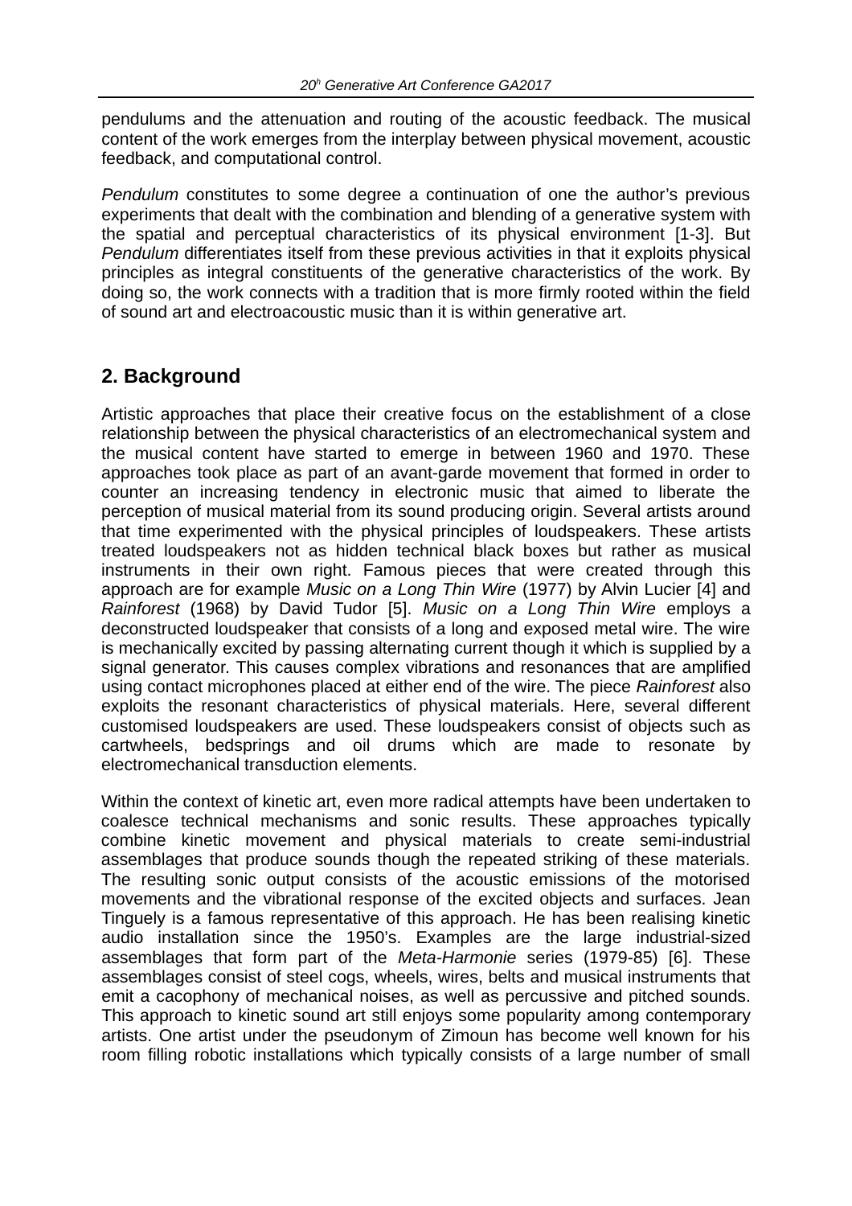pendulums and the attenuation and routing of the acoustic feedback. The musical content of the work emerges from the interplay between physical movement, acoustic feedback, and computational control.

*Pendulum* constitutes to some degree a continuation of one the author's previous experiments that dealt with the combination and blending of a generative system with the spatial and perceptual characteristics of its physical environment [1-3]. But *Pendulum* differentiates itself from these previous activities in that it exploits physical principles as integral constituents of the generative characteristics of the work. By doing so, the work connects with a tradition that is more firmly rooted within the field of sound art and electroacoustic music than it is within generative art.

## 2. Background

Artistic approaches that place their creative focus on the establishment of a close relationship between the physical characteristics of an electromechanical system and the musical content have started to emerge in between 1960 and 1970. These approaches took place as part of an avant-garde movement that formed in order to counter an increasing tendency in electronic music that aimed to liberate the perception of musical material from its sound producing origin. Several artists around that time experimented with the physical principles of loudspeakers. These artists treated loudspeakers not as hidden technical black boxes but rather as musical instruments in their own right. Famous pieces that were created through this approach are for example *Music on a Long Thin Wire* (1977) by Alvin Lucier [4] and *Rainforest* (1968) by David Tudor [5]. *Music on a Long Thin Wire* employs a deconstructed loudspeaker that consists of a long and exposed metal wire. The wire is mechanically excited by passing alternating current though it which is supplied by a signal generator. This causes complex vibrations and resonances that are amplified using contact microphones placed at either end of the wire. The piece *Rainforest* also exploits the resonant characteristics of physical materials. Here, several different customised loudspeakers are used. These loudspeakers consist of objects such as cartwheels, bedsprings and oil drums which are made to resonate by electromechanical transduction elements.

Within the context of kinetic art, even more radical attempts have been undertaken to coalesce technical mechanisms and sonic results. These approaches typically combine kinetic movement and physical materials to create semi-industrial assemblages that produce sounds though the repeated striking of these materials. The resulting sonic output consists of the acoustic emissions of the motorised movements and the vibrational response of the excited objects and surfaces. Jean Tinguely is a famous representative of this approach. He has been realising kinetic audio installation since the 1950's. Examples are the large industrial-sized assemblages that form part of the *Meta-Harmonie* series (1979-85) [6]. These assemblages consist of steel cogs, wheels, wires, belts and musical instruments that emit a cacophony of mechanical noises, as well as percussive and pitched sounds. This approach to kinetic sound art still enjoys some popularity among contemporary artists. One artist under the pseudonym of Zimoun has become well known for his room filling robotic installations which typically consists of a large number of small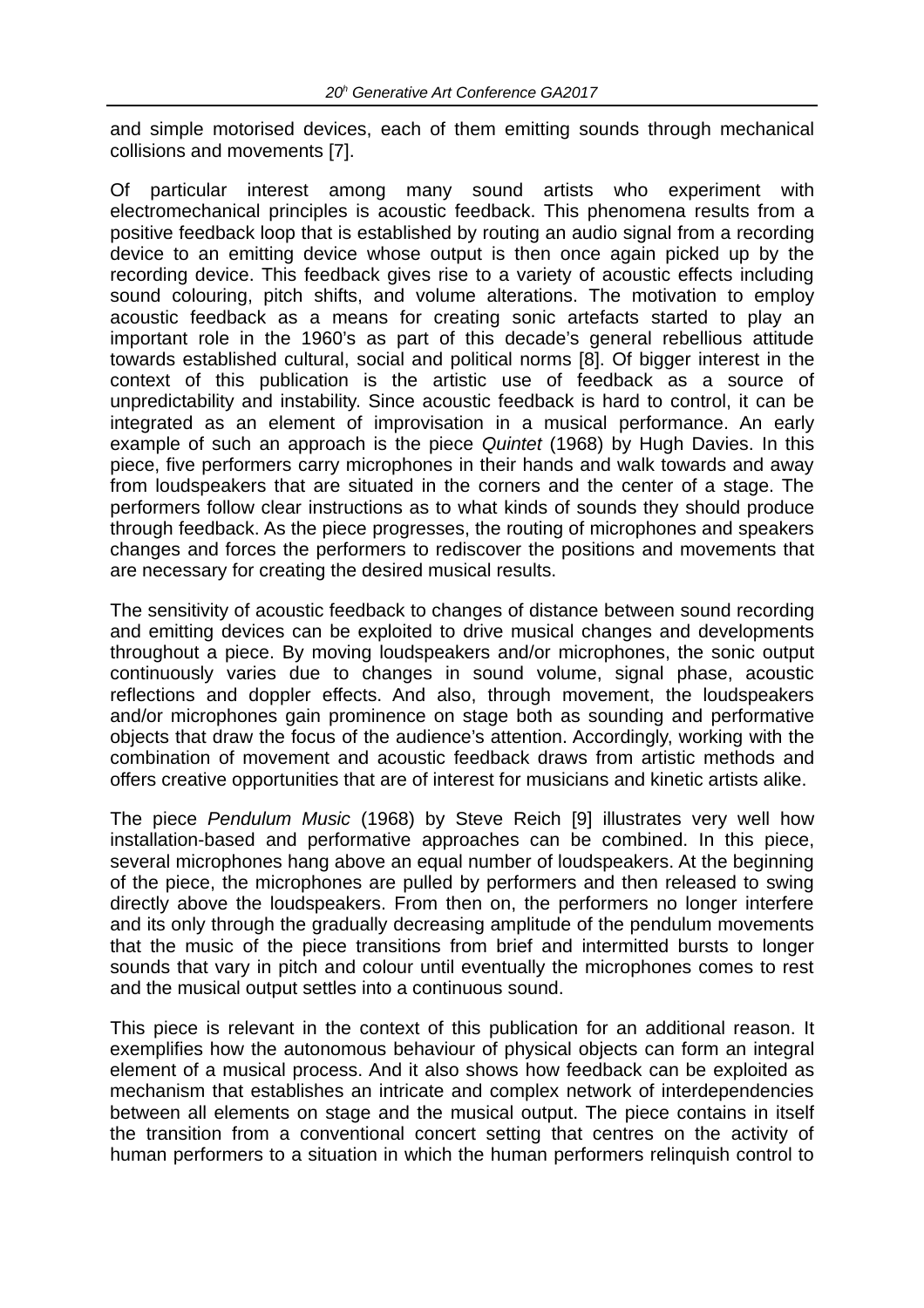and simple motorised devices, each of them emitting sounds through mechanical collisions and movements [7].

Of particular interest among many sound artists who experiment with electromechanical principles is acoustic feedback. This phenomena results from a positive feedback loop that is established by routing an audio signal from a recording device to an emitting device whose output is then once again picked up by the recording device. This feedback gives rise to a variety of acoustic effects including sound colouring, pitch shifts, and volume alterations. The motivation to employ acoustic feedback as a means for creating sonic artefacts started to play an important role in the 1960's as part of this decade's general rebellious attitude towards established cultural, social and political norms [8]. Of bigger interest in the context of this publication is the artistic use of feedback as a source of unpredictability and instability. Since acoustic feedback is hard to control, it can be integrated as an element of improvisation in a musical performance. An early example of such an approach is the piece *Quintet* (1968) by Hugh Davies. In this piece, five performers carry microphones in their hands and walk towards and away from loudspeakers that are situated in the corners and the center of a stage. The performers follow clear instructions as to what kinds of sounds they should produce through feedback. As the piece progresses, the routing of microphones and speakers changes and forces the performers to rediscover the positions and movements that are necessary for creating the desired musical results.

The sensitivity of acoustic feedback to changes of distance between sound recording and emitting devices can be exploited to drive musical changes and developments throughout a piece. By moving loudspeakers and/or microphones, the sonic output continuously varies due to changes in sound volume, signal phase, acoustic reflections and doppler effects. And also, through movement, the loudspeakers and/or microphones gain prominence on stage both as sounding and performative objects that draw the focus of the audience's attention. Accordingly, working with the combination of movement and acoustic feedback draws from artistic methods and offers creative opportunities that are of interest for musicians and kinetic artists alike.

The piece *Pendulum Music* (1968) by Steve Reich [9] illustrates very well how installation-based and performative approaches can be combined. In this piece, several microphones hang above an equal number of loudspeakers. At the beginning of the piece, the microphones are pulled by performers and then released to swing directly above the loudspeakers. From then on, the performers no longer interfere and its only through the gradually decreasing amplitude of the pendulum movements that the music of the piece transitions from brief and intermitted bursts to longer sounds that vary in pitch and colour until eventually the microphones comes to rest and the musical output settles into a continuous sound.

This piece is relevant in the context of this publication for an additional reason. It exemplifies how the autonomous behaviour of physical objects can form an integral element of a musical process. And it also shows how feedback can be exploited as mechanism that establishes an intricate and complex network of interdependencies between all elements on stage and the musical output. The piece contains in itself the transition from a conventional concert setting that centres on the activity of human performers to a situation in which the human performers relinquish control to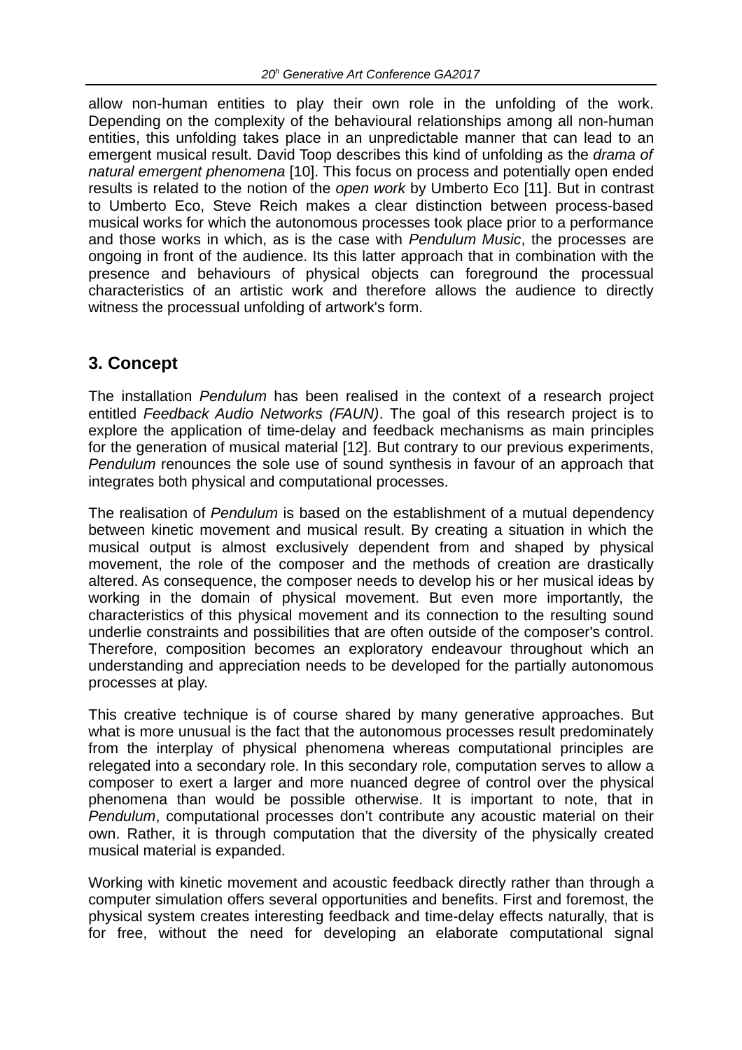allow non-human entities to play their own role in the unfolding of the work. Depending on the complexity of the behavioural relationships among all non-human entities, this unfolding takes place in an unpredictable manner that can lead to an emergent musical result. David Toop describes this kind of unfolding as the *drama of natural emergent phenomena* [10]. This focus on process and potentially open ended results is related to the notion of the *open work* by Umberto Eco [11]. But in contrast to Umberto Eco, Steve Reich makes a clear distinction between process-based musical works for which the autonomous processes took place prior to a performance and those works in which, as is the case with *Pendulum Music*, the processes are ongoing in front of the audience. Its this latter approach that in combination with the presence and behaviours of physical objects can foreground the processual characteristics of an artistic work and therefore allows the audience to directly witness the processual unfolding of artwork's form.

## 3. Concept

The installation *Pendulum* has been realised in the context of a research project entitled *Feedback Audio Networks (FAUN)*. The goal of this research project is to explore the application of time-delay and feedback mechanisms as main principles for the generation of musical material [12]. But contrary to our previous experiments, *Pendulum* renounces the sole use of sound synthesis in favour of an approach that integrates both physical and computational processes.

The realisation of *Pendulum* is based on the establishment of a mutual dependency between kinetic movement and musical result. By creating a situation in which the musical output is almost exclusively dependent from and shaped by physical movement, the role of the composer and the methods of creation are drastically altered. As consequence, the composer needs to develop his or her musical ideas by working in the domain of physical movement. But even more importantly, the characteristics of this physical movement and its connection to the resulting sound underlie constraints and possibilities that are often outside of the composer's control. Therefore, composition becomes an exploratory endeavour throughout which an understanding and appreciation needs to be developed for the partially autonomous processes at play.

This creative technique is of course shared by many generative approaches. But what is more unusual is the fact that the autonomous processes result predominately from the interplay of physical phenomena whereas computational principles are relegated into a secondary role. In this secondary role, computation serves to allow a composer to exert a larger and more nuanced degree of control over the physical phenomena than would be possible otherwise. It is important to note, that in *Pendulum*, computational processes don't contribute any acoustic material on their own. Rather, it is through computation that the diversity of the physically created musical material is expanded.

Working with kinetic movement and acoustic feedback directly rather than through a computer simulation offers several opportunities and benefits. First and foremost, the physical system creates interesting feedback and time-delay effects naturally, that is for free, without the need for developing an elaborate computational signal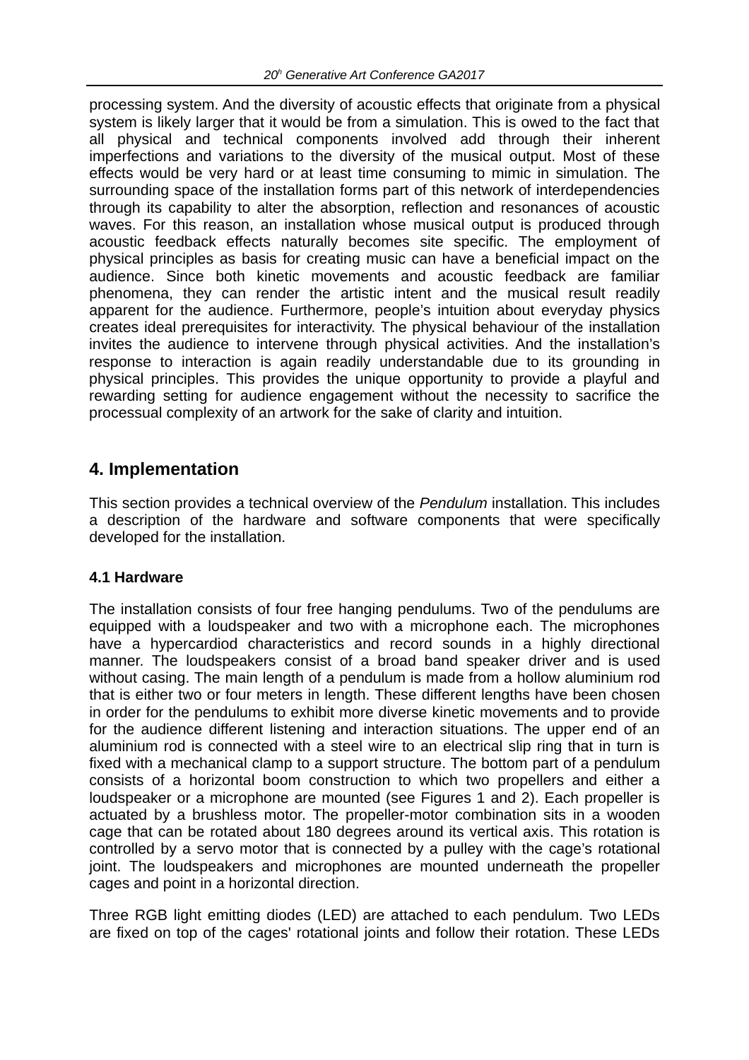processing system. And the diversity of acoustic effects that originate from a physical system is likely larger that it would be from a simulation. This is owed to the fact that all physical and technical components involved add through their inherent imperfections and variations to the diversity of the musical output. Most of these effects would be very hard or at least time consuming to mimic in simulation. The surrounding space of the installation forms part of this network of interdependencies through its capability to alter the absorption, reflection and resonances of acoustic waves. For this reason, an installation whose musical output is produced through acoustic feedback effects naturally becomes site specific. The employment of physical principles as basis for creating music can have a beneficial impact on the audience. Since both kinetic movements and acoustic feedback are familiar phenomena, they can render the artistic intent and the musical result readily apparent for the audience. Furthermore, people's intuition about everyday physics creates ideal prerequisites for interactivity. The physical behaviour of the installation invites the audience to intervene through physical activities. And the installation's response to interaction is again readily understandable due to its grounding in physical principles. This provides the unique opportunity to provide a playful and rewarding setting for audience engagement without the necessity to sacrifice the processual complexity of an artwork for the sake of clarity and intuition.

## 4. Implementation

This section provides a technical overview of the *Pendulum* installation. This includes a description of the hardware and software components that were specifically developed for the installation.

### 4.1 Hardware

The installation consists of four free hanging pendulums. Two of the pendulums are equipped with a loudspeaker and two with a microphone each. The microphones have a hypercardiod characteristics and record sounds in a highly directional manner. The loudspeakers consist of a broad band speaker driver and is used without casing. The main length of a pendulum is made from a hollow aluminium rod that is either two or four meters in length. These different lengths have been chosen in order for the pendulums to exhibit more diverse kinetic movements and to provide for the audience different listening and interaction situations. The upper end of an aluminium rod is connected with a steel wire to an electrical slip ring that in turn is fixed with a mechanical clamp to a support structure. The bottom part of a pendulum consists of a horizontal boom construction to which two propellers and either a loudspeaker or a microphone are mounted (see Figures 1 and 2). Each propeller is actuated by a brushless motor. The propeller-motor combination sits in a wooden cage that can be rotated about 180 degrees around its vertical axis. This rotation is controlled by a servo motor that is connected by a pulley with the cage's rotational joint. The loudspeakers and microphones are mounted underneath the propeller cages and point in a horizontal direction.

Three RGB light emitting diodes (LED) are attached to each pendulum. Two LEDs are fixed on top of the cages' rotational joints and follow their rotation. These LEDs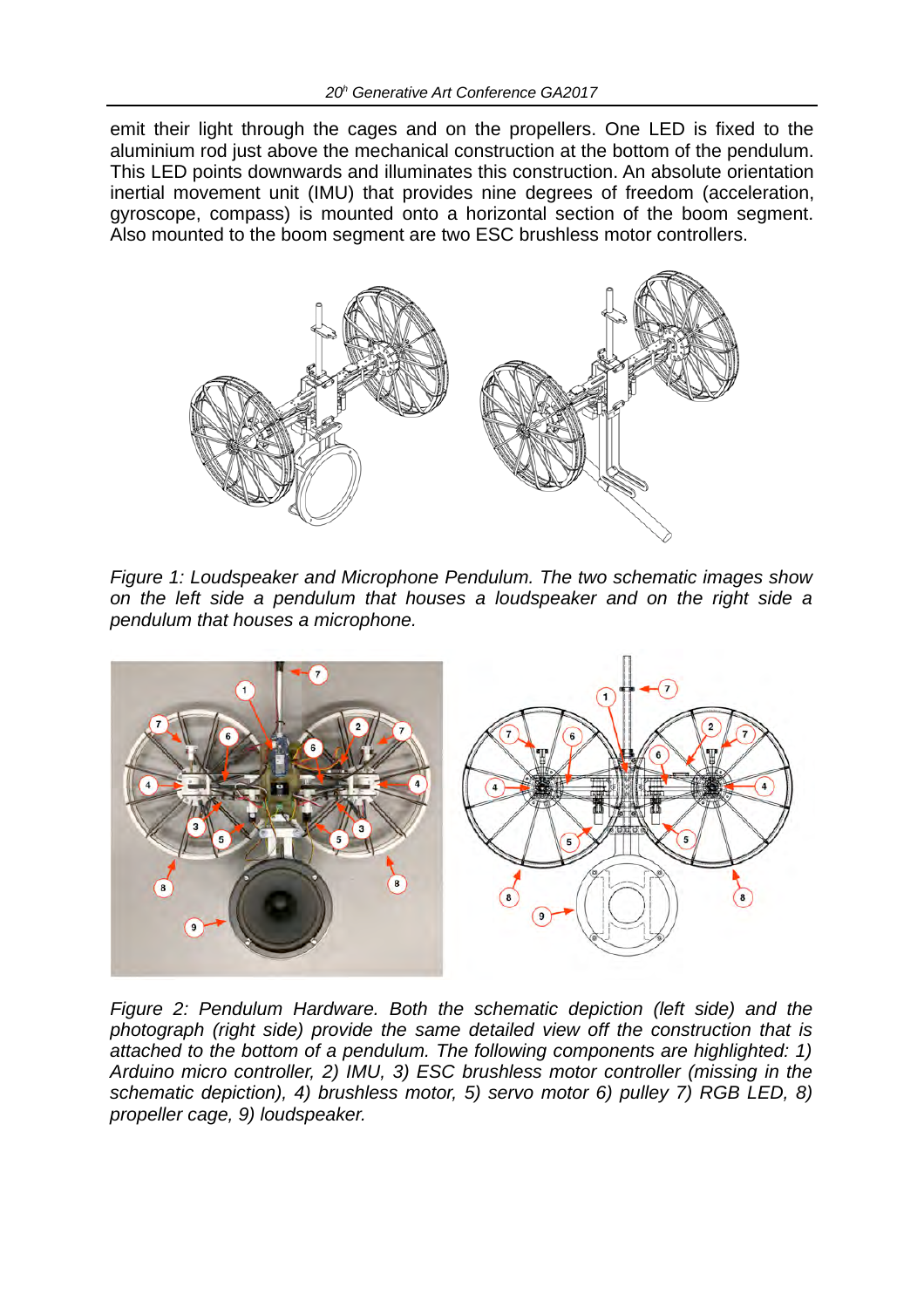emit their light through the cages and on the propellers. One LED is fixed to the aluminium rod just above the mechanical construction at the bottom of the pendulum. This LED points downwards and illuminates this construction. An absolute orientation inertial movement unit (IMU) that provides nine degrees of freedom (acceleration, gyroscope, compass) is mounted onto a horizontal section of the boom segment. Also mounted to the boom segment are two ESC brushless motor controllers.

*Figure 1: Loudspeaker and Microphone Pendulum. The two schematic images show on the left side a pendulum that houses a loudspeaker and on the right side a pendulum that houses a microphone.*

*Figure 2: Pendulum Hardware. Both the schematic depiction (left side) and the photograph (right side) provide the same detailed view off the construction that is attached to the bottom of a pendulum. The following components are highlighted: 1) Arduino micro controller, 2) IMU, 3) ESC brushless motor controller (missing in the schematic depiction), 4) brushless motor, 5) servo motor 6) pulley 7) RGB LED, 8) propeller cage, 9) loudspeaker.*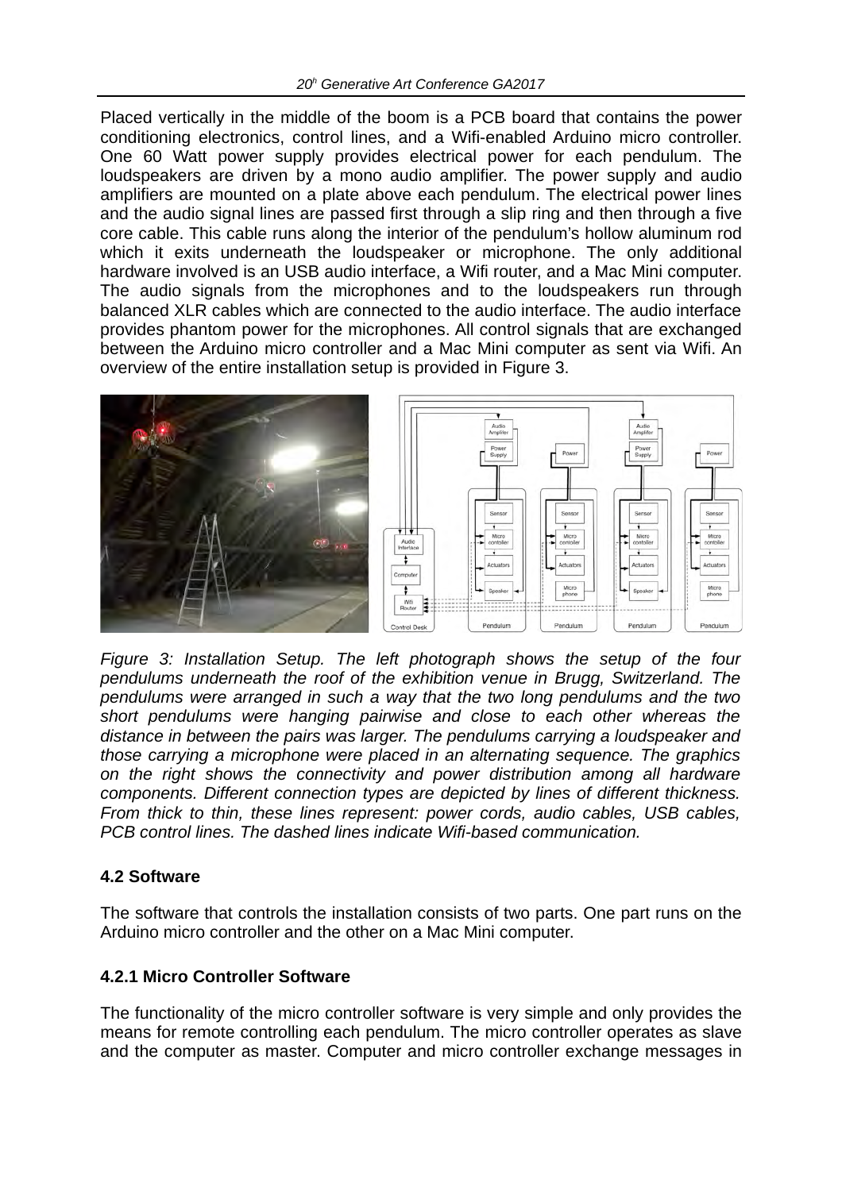Placed vertically in the middle of the boom is a PCB board that contains the power conditioning electronics, control lines, and a Wifi-enabled Arduino micro controller. One 60 Watt power supply provides electrical power for each pendulum. The loudspeakers are driven by a mono audio amplifier. The power supply and audio amplifiers are mounted on a plate above each pendulum. The electrical power lines and the audio signal lines are passed first through a slip ring and then through a five core cable. This cable runs along the interior of the pendulum's hollow aluminum rod which it exits underneath the loudspeaker or microphone. The only additional hardware involved is an USB audio interface, a Wifi router, and a Mac Mini computer. The audio signals from the microphones and to the loudspeakers run through balanced XLR cables which are connected to the audio interface. The audio interface provides phantom power for the microphones. All control signals that are exchanged between the Arduino micro controller and a Mac Mini computer as sent via Wifi. An overview of the entire installation setup is provided in Figure 3.

*Figure 3: Installation Setup. The left photograph shows the setup of the four pendulums underneath the roof of the exhibition venue in Brugg, Switzerland. The pendulums were arranged in such a way that the two long pendulums and the two short pendulums were hanging pairwise and close to each other whereas the distance in between the pairs was larger. The pendulums carrying a loudspeaker and those carrying a microphone were placed in an alternating sequence. The graphics on the right shows the connectivity and power distribution among all hardware components. Different connection types are depicted by lines of different thickness. From thick to thin, these lines represent: power cords, audio cables, USB cables, PCB control lines. The dashed lines indicate Wifi-based communication.*

### 4.2 Software

The software that controls the installation consists of two parts. One part runs on the Arduino micro controller and the other on a Mac Mini computer.

#### 4.2.1 Micro Controller Software

The functionality of the micro controller software is very simple and only provides the means for remote controlling each pendulum. The micro controller operates as slave and the computer as master. Computer and micro controller exchange messages in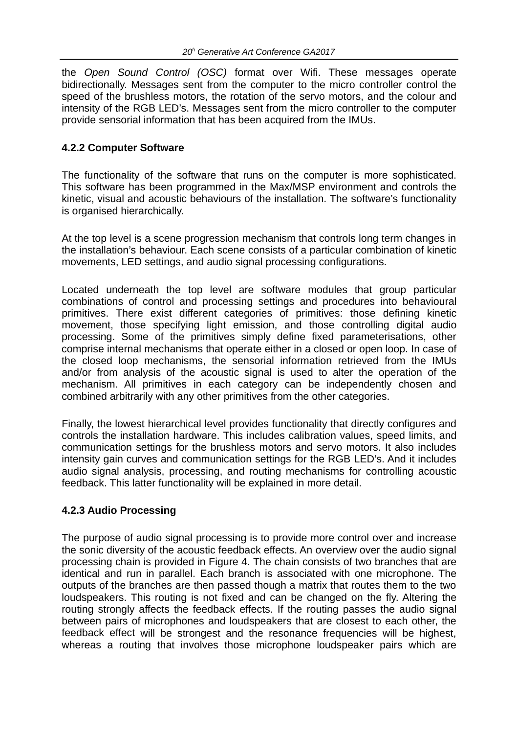the *Open Sound Control (OSC)* format over Wifi. These messages operate bidirectionally. Messages sent from the computer to the micro controller control the speed of the brushless motors, the rotation of the servo motors, and the colour and intensity of the RGB LED's. Messages sent from the micro controller to the computer provide sensorial information that has been acquired from the IMUs.

#### 4.2.2 Computer Software

The functionality of the software that runs on the computer is more sophisticated. This software has been programmed in the Max/MSP environment and controls the kinetic, visual and acoustic behaviours of the installation. The software's functionality is organised hierarchically.

At the top level is a scene progression mechanism that controls long term changes in the installation's behaviour. Each scene consists of a particular combination of kinetic movements, LED settings, and audio signal processing configurations.

Located underneath the top level are software modules that group particular combinations of control and processing settings and procedures into behavioural primitives. There exist different categories of primitives: those defining kinetic movement, those specifying light emission, and those controlling digital audio processing. Some of the primitives simply define fixed parameterisations, other comprise internal mechanisms that operate either in a closed or open loop. In case of the closed loop mechanisms, the sensorial information retrieved from the IMUs and/or from analysis of the acoustic signal is used to alter the operation of the mechanism. All primitives in each category can be independently chosen and combined arbitrarily with any other primitives from the other categories.

Finally, the lowest hierarchical level provides functionality that directly configures and controls the installation hardware. This includes calibration values, speed limits, and communication settings for the brushless motors and servo motors. It also includes intensity gain curves and communication settings for the RGB LED's. And it includes audio signal analysis, processing, and routing mechanisms for controlling acoustic feedback. This latter functionality will be explained in more detail.

#### 4.2.3 Audio Processing

The purpose of audio signal processing is to provide more control over and increase the sonic diversity of the acoustic feedback effects. An overview over the audio signal processing chain is provided in Figure 4. The chain consists of two branches that are identical and run in parallel. Each branch is associated with one microphone. The outputs of the branches are then passed though a matrix that routes them to the two loudspeakers. This routing is not fixed and can be changed on the fly. Altering the routing strongly affects the feedback effects. If the routing passes the audio signal between pairs of microphones and loudspeakers that are closest to each other, the feedback effect will be strongest and the resonance frequencies will be highest, whereas a routing that involves those microphone loudspeaker pairs which are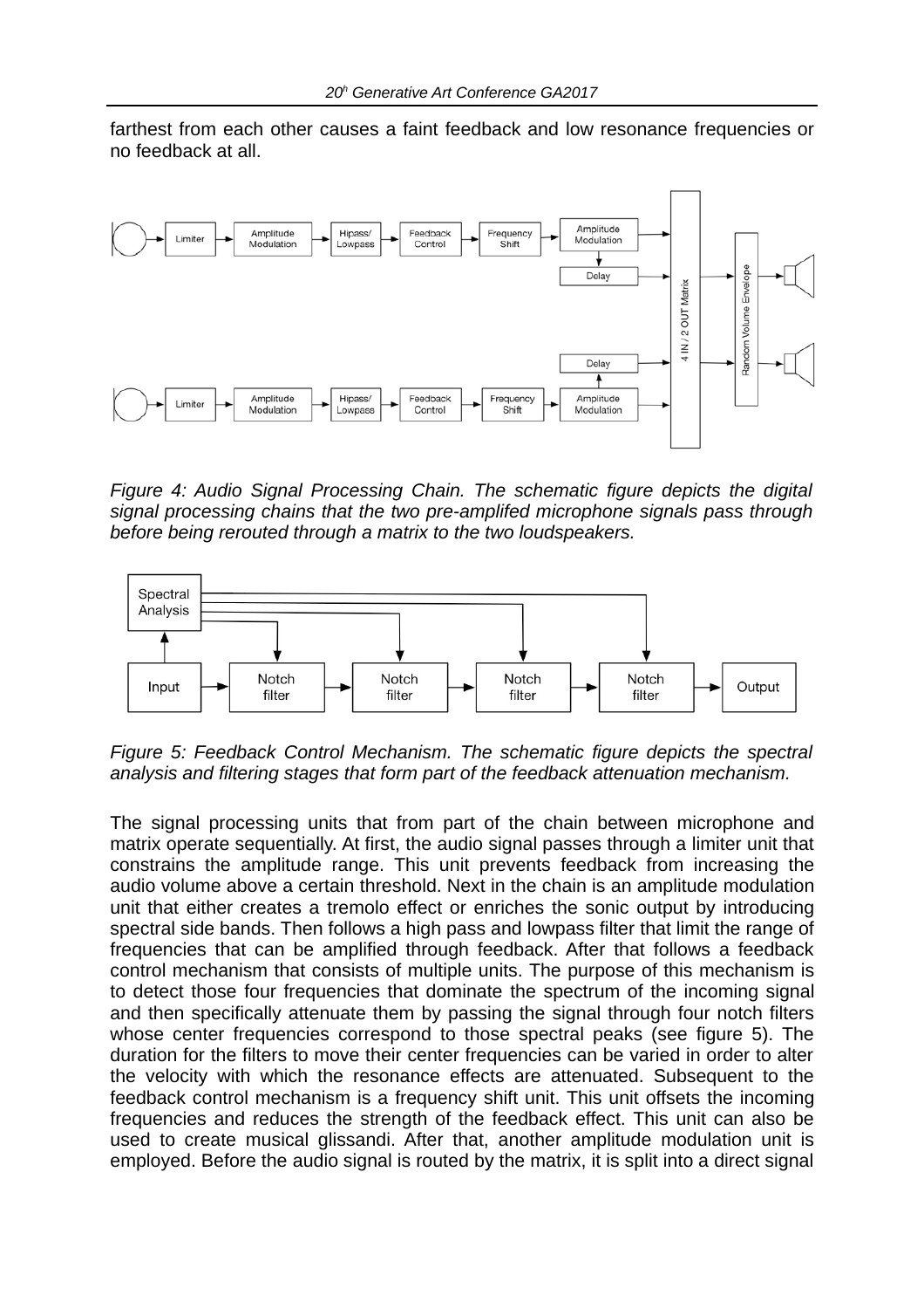farthest from each other causes a faint feedback and low resonance frequencies or no feedback at all.

*Figure 4: Audio Signal Processing Chain. The schematic figure depicts the digital signal processing chains that the two pre-amplifed microphone signals pass through before being rerouted through a matrix to the two loudspeakers.*

*Figure 5: Feedback Control Mechanism. The schematic figure depicts the spectral analysis and filtering stages that form part of the feedback attenuation mechanism.*

The signal processing units that from part of the chain between microphone and matrix operate sequentially. At first, the audio signal passes through a limiter unit that constrains the amplitude range. This unit prevents feedback from increasing the audio volume above a certain threshold. Next in the chain is an amplitude modulation unit that either creates a tremolo effect or enriches the sonic output by introducing spectral side bands. Then follows a high pass and lowpass filter that limit the range of frequencies that can be amplified through feedback. After that follows a feedback control mechanism that consists of multiple units. The purpose of this mechanism is to detect those four frequencies that dominate the spectrum of the incoming signal and then specifically attenuate them by passing the signal through four notch filters whose center frequencies correspond to those spectral peaks (see figure 5). The duration for the filters to move their center frequencies can be varied in order to alter the velocity with which the resonance effects are attenuated. Subsequent to the feedback control mechanism is a frequency shift unit. This unit offsets the incoming frequencies and reduces the strength of the feedback effect. This unit can also be used to create musical glissandi. After that, another amplitude modulation unit is employed. Before the audio signal is routed by the matrix, it is split into a direct signal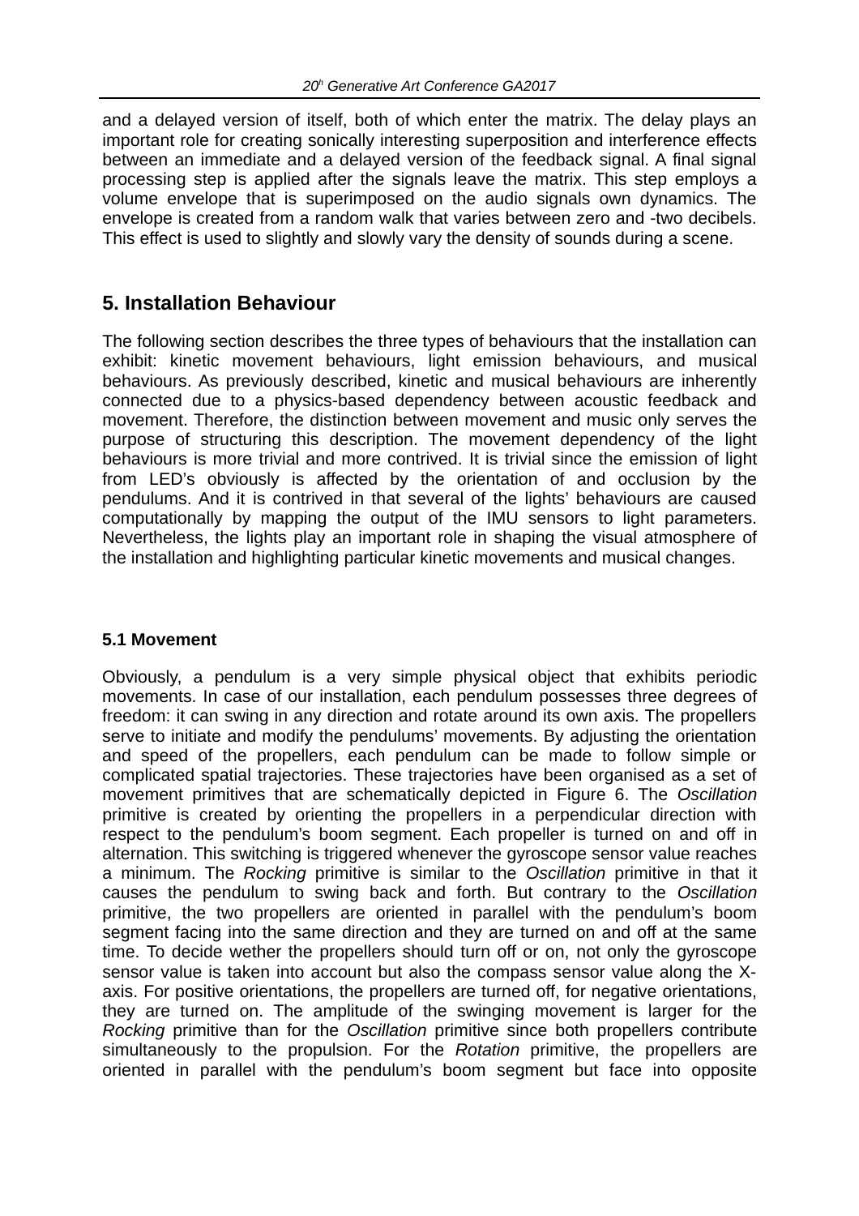and a delayed version of itself, both of which enter the matrix. The delay plays an important role for creating sonically interesting superposition and interference effects between an immediate and a delayed version of the feedback signal. A final signal processing step is applied after the signals leave the matrix. This step employs a volume envelope that is superimposed on the audio signals own dynamics. The envelope is created from a random walk that varies between zero and -two decibels. This effect is used to slightly and slowly vary the density of sounds during a scene.

## 5. Installation Behaviour

The following section describes the three types of behaviours that the installation can exhibit: kinetic movement behaviours, light emission behaviours, and musical behaviours. As previously described, kinetic and musical behaviours are inherently connected due to a physics-based dependency between acoustic feedback and movement. Therefore, the distinction between movement and music only serves the purpose of structuring this description. The movement dependency of the light behaviours is more trivial and more contrived. It is trivial since the emission of light from LED's obviously is affected by the orientation of and occlusion by the pendulums. And it is contrived in that several of the lights' behaviours are caused computationally by mapping the output of the IMU sensors to light parameters. Nevertheless, the lights play an important role in shaping the visual atmosphere of the installation and highlighting particular kinetic movements and musical changes.

### 5.1 Movement

Obviously, a pendulum is a very simple physical object that exhibits periodic movements. In case of our installation, each pendulum possesses three degrees of freedom: it can swing in any direction and rotate around its own axis. The propellers serve to initiate and modify the pendulums' movements. By adjusting the orientation and speed of the propellers, each pendulum can be made to follow simple or complicated spatial trajectories. These trajectories have been organised as a set of movement primitives that are schematically depicted in Figure 6. The *Oscillation* primitive is created by orienting the propellers in a perpendicular direction with respect to the pendulum's boom segment. Each propeller is turned on and off in alternation. This switching is triggered whenever the gyroscope sensor value reaches a minimum. The *Rocking* primitive is similar to the *Oscillation* primitive in that it causes the pendulum to swing back and forth. But contrary to the *Oscillation* primitive, the two propellers are oriented in parallel with the pendulum's boom segment facing into the same direction and they are turned on and off at the same time. To decide wether the propellers should turn off or on, not only the gyroscope sensor value is taken into account but also the compass sensor value along the X-axis. For positive orientations, the propellers are turned off, for negative orientations, they are turned on. The amplitude of the swinging movement is larger for the *Rocking* primitive than for the *Oscillation* primitive since both propellers contribute simultaneously to the propulsion. For the *Rotation* primitive, the propellers are oriented in parallel with the pendulum's boom segment but face into opposite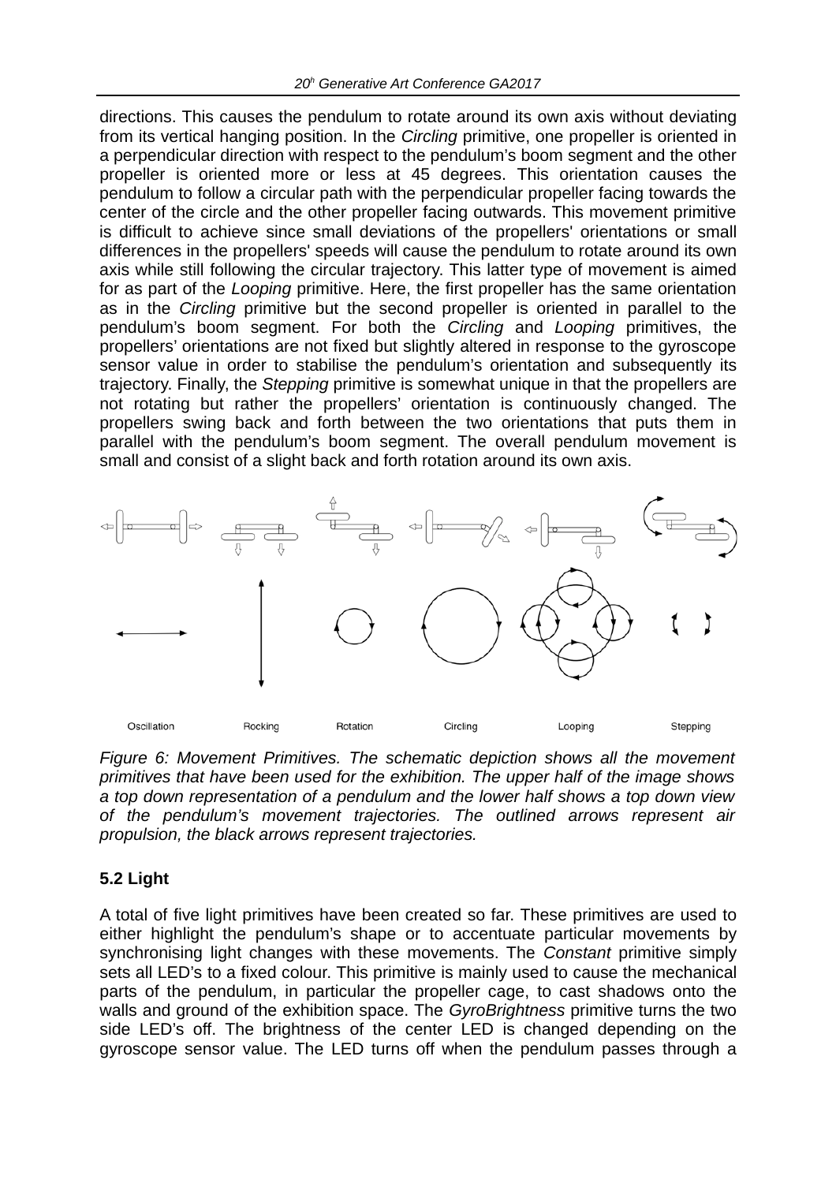directions. This causes the pendulum to rotate around its own axis without deviating from its vertical hanging position. In the *Circling* primitive, one propeller is oriented in a perpendicular direction with respect to the pendulum's boom segment and the other propeller is oriented more or less at 45 degrees. This orientation causes the pendulum to follow a circular path with the perpendicular propeller facing towards the center of the circle and the other propeller facing outwards. This movement primitive is difficult to achieve since small deviations of the propellers' orientations or small differences in the propellers' speeds will cause the pendulum to rotate around its own axis while still following the circular trajectory. This latter type of movement is aimed for as part of the *Looping* primitive. Here, the first propeller has the same orientation as in the *Circling* primitive but the second propeller is oriented in parallel to the pendulum's boom segment. For both the *Circling* and *Looping* primitives, the propellers' orientations are not fixed but slightly altered in response to the gyroscope sensor value in order to stabilise the pendulum's orientation and subsequently its trajectory. Finally, the *Stepping* primitive is somewhat unique in that the propellers are not rotating but rather the propellers' orientation is continuously changed. The propellers swing back and forth between the two orientations that puts them in parallel with the pendulum's boom segment. The overall pendulum movement is small and consist of a slight back and forth rotation around its own axis.

Oscillation Rocking Rotation Circling Looping Stepping

*Figure 6: Movement Primitives. The schematic depiction shows all the movement primitives that have been used for the exhibition. The upper half of the image shows a top down representation of a pendulum and the lower half shows a top down view of the pendulum's movement trajectories. The outlined arrows represent air propulsion, the black arrows represent trajectories.*

### 5.2 Light

A total of five light primitives have been created so far. These primitives are used to either highlight the pendulum's shape or to accentuate particular movements by synchronising light changes with these movements. The *Constant* primitive simply sets all LED's to a fixed colour. This primitive is mainly used to cause the mechanical parts of the pendulum, in particular the propeller cage, to cast shadows onto the walls and ground of the exhibition space. The *GyroBrightness* primitive turns the two side LED's off. The brightness of the center LED is changed depending on the gyroscope sensor value. The LED turns off when the pendulum passes through a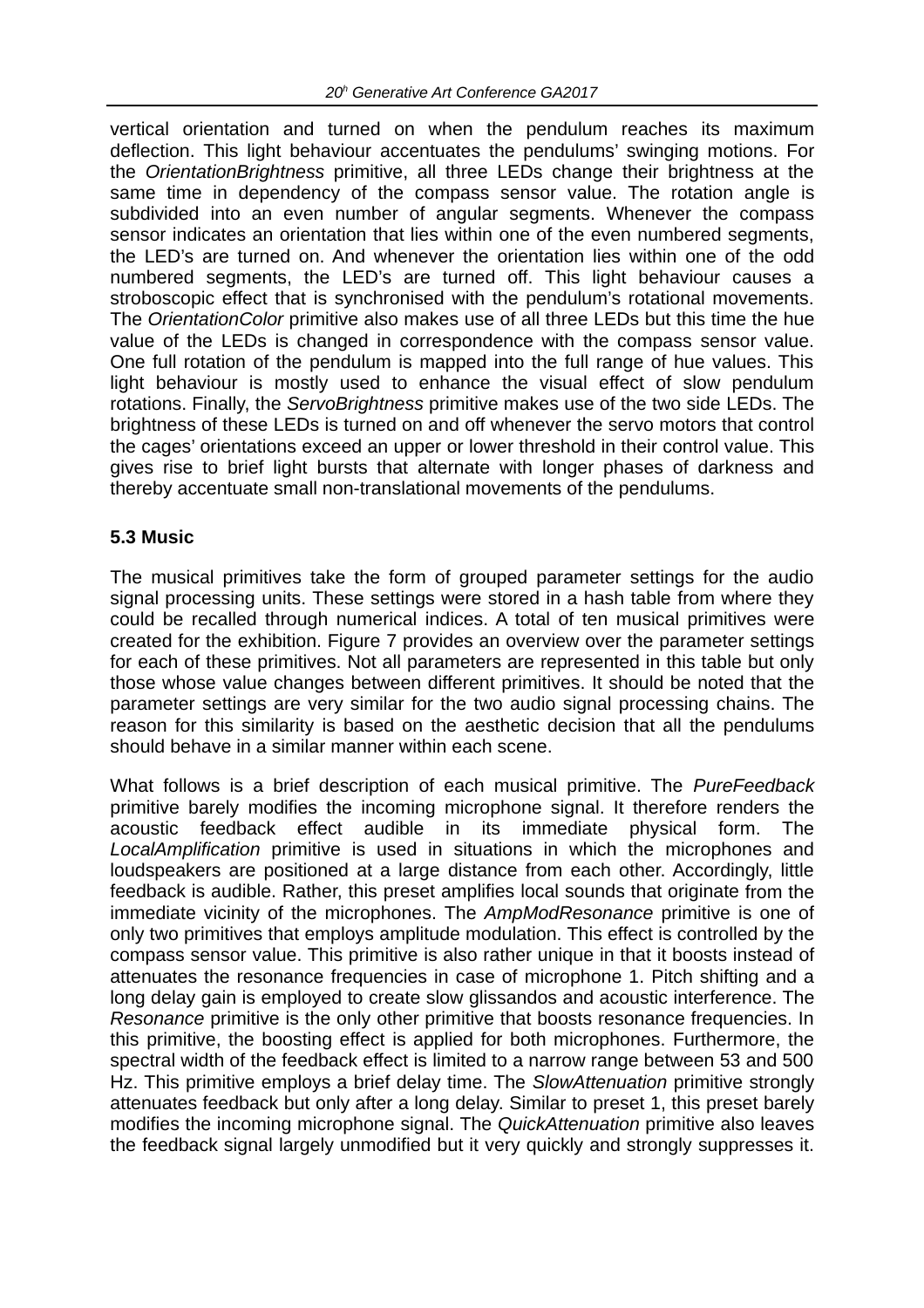vertical orientation and turned on when the pendulum reaches its maximum deflection. This light behaviour accentuates the pendulums' swinging motions. For the *OrientationBrightness* primitive, all three LEDs change their brightness at the same time in dependency of the compass sensor value. The rotation angle is subdivided into an even number of angular segments. Whenever the compass sensor indicates an orientation that lies within one of the even numbered segments, the LED's are turned on. And whenever the orientation lies within one of the odd numbered segments, the LED's are turned off. This light behaviour causes a stroboscopic effect that is synchronised with the pendulum's rotational movements. The *OrientationColor* primitive also makes use of all three LEDs but this time the hue value of the LEDs is changed in correspondence with the compass sensor value. One full rotation of the pendulum is mapped into the full range of hue values. This light behaviour is mostly used to enhance the visual effect of slow pendulum rotations. Finally, the *ServoBrightness* primitive makes use of the two side LEDs. The brightness of these LEDs is turned on and off whenever the servo motors that control the cages' orientations exceed an upper or lower threshold in their control value. This gives rise to brief light bursts that alternate with longer phases of darkness and thereby accentuate small non-translational movements of the pendulums.

### 5.3 Music

The musical primitives take the form of grouped parameter settings for the audio signal processing units. These settings were stored in a hash table from where they could be recalled through numerical indices. A total of ten musical primitives were created for the exhibition. Figure 7 provides an overview over the parameter settings for each of these primitives. Not all parameters are represented in this table but only those whose value changes between different primitives. It should be noted that the parameter settings are very similar for the two audio signal processing chains. The reason for this similarity is based on the aesthetic decision that all the pendulums should behave in a similar manner within each scene.

What follows is a brief description of each musical primitive. The *PureFeedback* primitive barely modifies the incoming microphone signal. It therefore renders the acoustic feedback effect audible in its immediate physical form. The *LocalAmplification* primitive is used in situations in which the microphones and loudspeakers are positioned at a large distance from each other. Accordingly, little feedback is audible. Rather, this preset amplifies local sounds that originate from the immediate vicinity of the microphones. The *AmpModResonance* primitive is one of only two primitives that employs amplitude modulation. This effect is controlled by the compass sensor value. This primitive is also rather unique in that it boosts instead of attenuates the resonance frequencies in case of microphone 1. Pitch shifting and a long delay gain is employed to create slow glissandos and acoustic interference. The *Resonance* primitive is the only other primitive that boosts resonance frequencies. In this primitive, the boosting effect is applied for both microphones. Furthermore, the spectral width of the feedback effect is limited to a narrow range between 53 and 500 Hz. This primitive employs a brief delay time. The *SlowAttenuation* primitive strongly attenuates feedback but only after a long delay. Similar to preset 1, this preset barely modifies the incoming microphone signal. The *QuickAttenuation* primitive also leaves the feedback signal largely unmodified but it very quickly and strongly suppresses it.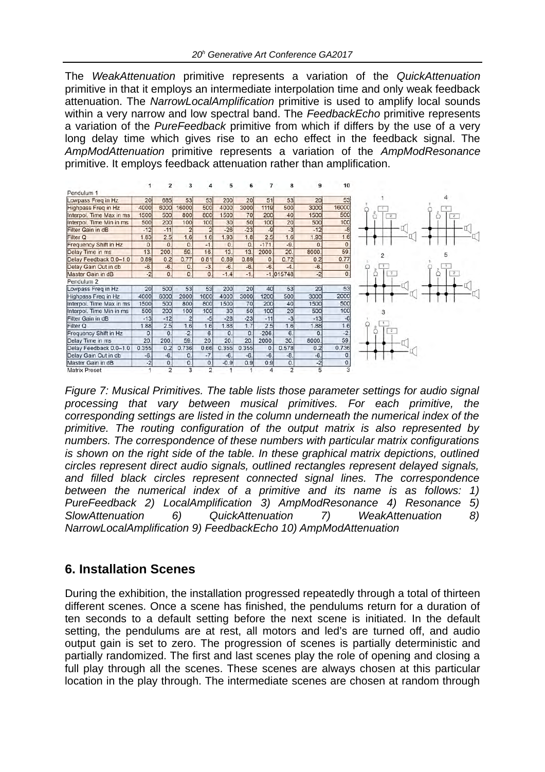The *WeakAttenuation* primitive represents a variation of the *QuickAttenuation* primitive in that it employs an intermediate interpolation time and only weak feedback attenuation. The *NarrowLocalAmplification* primitive is used to amplify local sounds within a very narrow and low spectral band. The *FeedbackEcho* primitive represents a variation of the *PureFeedback* primitive from which if differs by the use of a very long delay time which gives rise to an echo effect in the feedback signal. The *AmpModAttenuation* primitive represents a variation of the *AmpModResonance* primitive. It employs feedback attenuation rather than amplification.

| | 1 | 2 | 3 | 4 | 5 | 6 | 7 | 8 | 9 | 10 |
|---|---|---|---|---|---|---|---|---|---|---|
| Pendulum 1 | | | | | | | | | | |
| Lowpass Freq in Hz | 20 | 685 | 53 | 53 | 200 | 20 | 51 | 53 | 20 | 53 |
| Highpass Freq in Hz | 4000 | 6000 | 16000 | 500 | 4000 | 3000 | 1119 | 500 | 3000 | 16000 |
| Interpol. Time Max in ms | 1500 | 500 | 800 | 600 | 1500 | 70 | 200 | 40 | 1500 | 500 |
| Interpol. Time Min in ms | 500 | 200 | 100 | 100 | 30 | 50 | 100 | 20 | 500 | 100 |
| Filter Gain in dB | -12 | -11 | 2 | 2 | -26 | -23 | -9 | -3 | -12 | -8 |
| Filter Q | 1.83 | 2.5 | 1.6 | 1.6 | 1.93 | 1.8 | 2.5 | 1.6 | 1.93 | 1.6 |
| Frequency Shift in Hz | 0 | 0. | 0. | -1 | 0. | 0. | -171 | -9. | 0 | 0 |
| Delay Time in ms | 13. | 200. | 59. | 16. | 13. | 13. | 2000 | 20. | 8000 | 59 |
| Delay Feedback 0.0–1.0 | 0.69 | 0.2 | 0.77 | 0.61 | 0.69 | 0.69 | 0. | 0.72 | 0.2 | 0.77 |
| Delay Gain Out in db | -6. | -6. | 0. | -3. | -6. | -6. | -6. | -4. | -6. | 0 |
| Master Gain in dB | -2 | 0. | 0. | 0. | -1.4 | -1. | -1. | .015748 | -2 | 0. |
| Pendulum 2 | | | | | | | | | | |
| Lowpass Freq in Hz | 20 | 500 | 53 | 53 | 200 | 20 | 40 | 53 | 20 | 53 |
| Highpass Freq in Hz | 4000 | 6000 | 2000 | 1600 | 4000 | 3000 | 1200 | 500 | 3000 | 2000 |
| Interpol. Time Max in ms | 1500 | 500 | 800 | 800 | 1500 | 70 | 200 | 40 | 1500 | 500 |
| Interpol. Time Min in ms | 500 | 200 | 100 | 100 | 30 | 50 | 100 | 20 | 500 | 100 |
| Filter Gain in dB | -13 | -12 | 2 | -5 | -28 | -23 | -11 | -3 | -13 | -6 |
| Filter Q | 1.88 | 2.5 | 1.6 | 1.6 | 1.88 | 1.7 | 2.5 | 1.6 | 1.88 | 1.6 |
| Frequency Shift in Hz | 0. | 0. | -2. | 6 | 0. | 0. | -206. | 6. | 0. | -2. |
| Delay Time in ms | 20. | 200. | 59. | 20 | 20. | 20. | 2000. | 30. | 8000. | 59 |
| Delay Feedback 0.0–1.0 | 0.355 | 0.2 | 0.736 | 0.66 | 0.355 | 0.355 | 0. | 0.578 | 0.2 | 0.736 |
| Delay Gain Out in db | -6. | -6. | 0. | -7. | -6. | -6. | -6. | -8. | -6. | 0. |
| Master Gain in dB | -2 | 0. | 0. | 0 | -0.9 | 0.9 | 0.9 | 0. | -2 | 0. |
| Matrix Preset | 1 | 2 | 3 | 2 | 1 | 1 | 4 | 2 | 5 | 3 |

*Figure 7: Musical Primitives. The table lists those parameter settings for audio signal processing that vary between musical primitives. For each primitive, the corresponding settings are listed in the column underneath the numerical index of the primitive. The routing configuration of the output matrix is also represented by numbers. The correspondence of these numbers with particular matrix configurations is shown on the right side of the table. In these graphical matrix depictions, outlined circles represent direct audio signals, outlined rectangles represent delayed signals, and filled black circles represent connected signal lines. The correspondence between the numerical index of a primitive and its name is as follows: 1) PureFeedback 2) LocalAmplification 3) AmpModResonance 4) Resonance 5) SlowAttenuation 6) QuickAttenuation 7) WeakAttenuation 8) NarrowLocalAmplification 9) FeedbackEcho 10) AmpModAttenuation*

## 6. Installation Scenes

During the exhibition, the installation progressed repeatedly through a total of thirteen different scenes. Once a scene has finished, the pendulums return for a duration of ten seconds to a default setting before the next scene is initiated. In the default setting, the pendulums are at rest, all motors and led's are turned off, and audio output gain is set to zero. The progression of scenes is partially deterministic and partially randomized. The first and last scenes play the role of opening and closing a full play through all the scenes. These scenes are always chosen at this particular location in the play through. The intermediate scenes are chosen at random through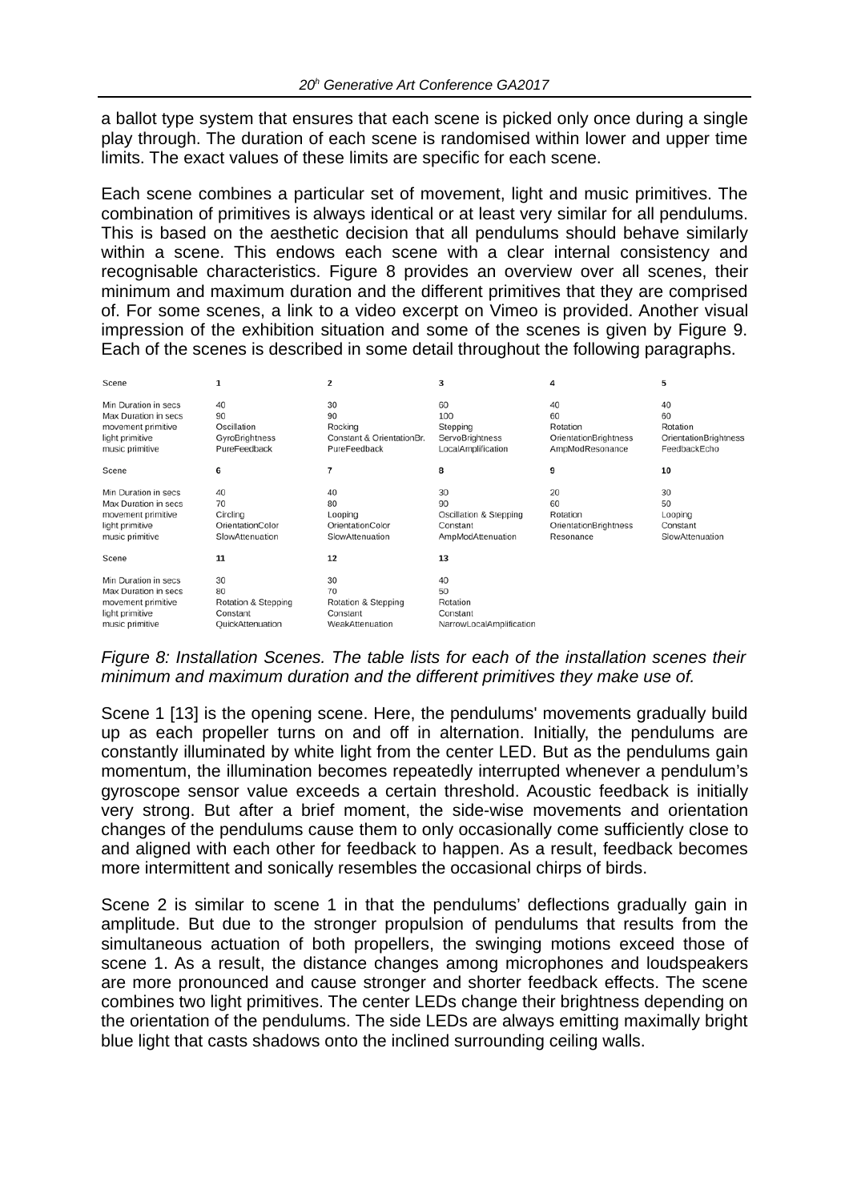a ballot type system that ensures that each scene is picked only once during a single play through. The duration of each scene is randomised within lower and upper time limits. The exact values of these limits are specific for each scene.

Each scene combines a particular set of movement, light and music primitives. The combination of primitives is always identical or at least very similar for all pendulums. This is based on the aesthetic decision that all pendulums should behave similarly within a scene. This endows each scene with a clear internal consistency and recognisable characteristics. Figure 8 provides an overview over all scenes, their minimum and maximum duration and the different primitives that they are comprised of. For some scenes, a link to a video excerpt on Vimeo is provided. Another visual impression of the exhibition situation and some of the scenes is given by Figure 9. Each of the scenes is described in some detail throughout the following paragraphs.

| Scene | 1 | 2 | 3 | 4 | 5 |
|---|---|---|---|---|---|
| Min Duration in secs | 40 | 30 | 60 | 40 | 40 |
| Max Duration in secs | 90 | 90 | 100 | 60 | 60 |
| movement primitive | Oscillation | Rocking | Stepping | Rotation | Rotation |
| light primitive | GyroBrightness | Constant & OrientationBr. | ServoBrightness | OrientationBrightness | OrientationBrightness |
| music primitive | PureFeedback | PureFeedback | LocalAmplification | AmpModResonance | FeedbackEcho |
| **Scene** | **6** | **7** | **8** | **9** | **10** |
| Min Duration in secs | 40 | 40 | 30 | 20 | 30 |
| Max Duration in secs | 70 | 80 | 90 | 60 | 50 |
| movement primitive | Circling | Looping | Oscillation & Stepping | Rotation | Looping |
| light primitive | OrientationColor | OrientationColor | Constant | OrientationBrightness | Constant |
| music primitive | SlowAttenuation | SlowAttenuation | AmpModAttenuation | Resonance | SlowAttenuation |
| **Scene** | **11** | **12** | **13** | | |
| Min Duration in secs | 30 | 30 | 40 | | |
| Max Duration in secs | 80 | 70 | 50 | | |
| movement primitive | Rotation & Stepping | Rotation & Stepping | Rotation | | |
| light primitive | Constant | Constant | Constant | | |
| music primitive | QuickAttenuation | WeakAttenuation | NarrowLocalAmplification | | |

*Figure 8: Installation Scenes. The table lists for each of the installation scenes their minimum and maximum duration and the different primitives they make use of.*

Scene 1 [13] is the opening scene. Here, the pendulums' movements gradually build up as each propeller turns on and off in alternation. Initially, the pendulums are constantly illuminated by white light from the center LED. But as the pendulums gain momentum, the illumination becomes repeatedly interrupted whenever a pendulum's gyroscope sensor value exceeds a certain threshold. Acoustic feedback is initially very strong. But after a brief moment, the side-wise movements and orientation changes of the pendulums cause them to only occasionally come sufficiently close to and aligned with each other for feedback to happen. As a result, feedback becomes more intermittent and sonically resembles the occasional chirps of birds.

Scene 2 is similar to scene 1 in that the pendulums' deflections gradually gain in amplitude. But due to the stronger propulsion of pendulums that results from the simultaneous actuation of both propellers, the swinging motions exceed those of scene 1. As a result, the distance changes among microphones and loudspeakers are more pronounced and cause stronger and shorter feedback effects. The scene combines two light primitives. The center LEDs change their brightness depending on the orientation of the pendulums. The side LEDs are always emitting maximally bright blue light that casts shadows onto the inclined surrounding ceiling walls.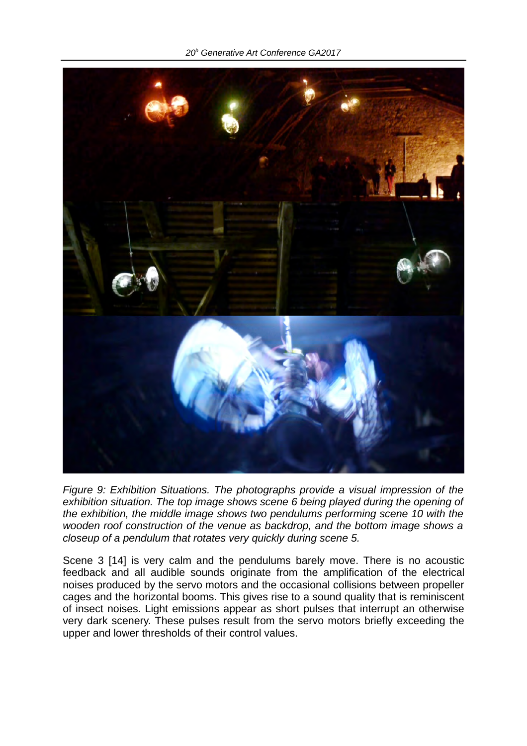*Figure 9: Exhibition Situations. The photographs provide a visual impression of the exhibition situation. The top image shows scene 6 being played during the opening of the exhibition, the middle image shows two pendulums performing scene 10 with the wooden roof construction of the venue as backdrop, and the bottom image shows a closeup of a pendulum that rotates very quickly during scene 5.*

Scene 3 [14] is very calm and the pendulums barely move. There is no acoustic feedback and all audible sounds originate from the amplification of the electrical noises produced by the servo motors and the occasional collisions between propeller cages and the horizontal booms. This gives rise to a sound quality that is reminiscent of insect noises. Light emissions appear as short pulses that interrupt an otherwise very dark scenery. These pulses result from the servo motors briefly exceeding the upper and lower thresholds of their control values.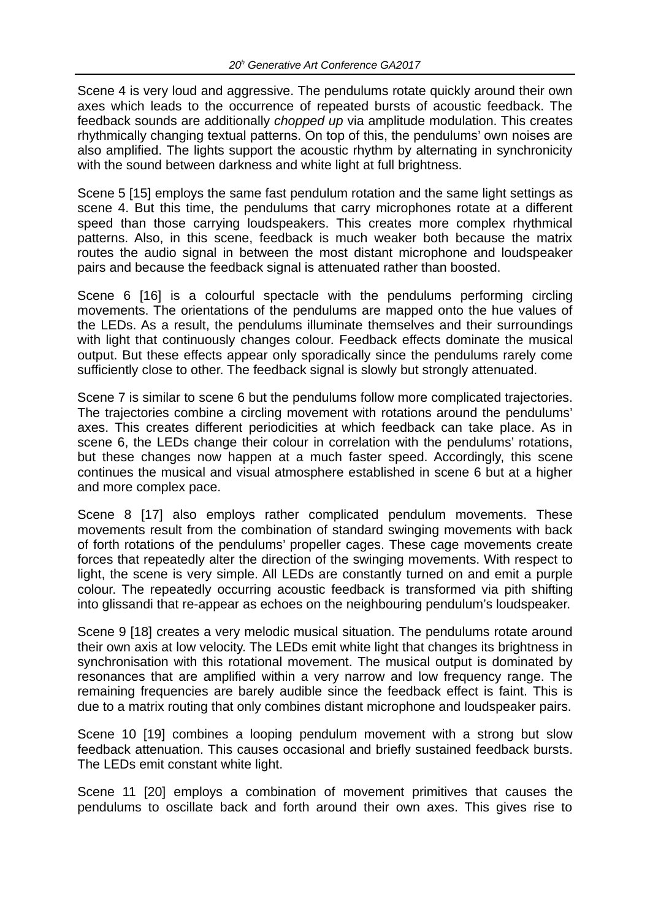Scene 4 is very loud and aggressive. The pendulums rotate quickly around their own axes which leads to the occurrence of repeated bursts of acoustic feedback. The feedback sounds are additionally *chopped up* via amplitude modulation. This creates rhythmically changing textual patterns. On top of this, the pendulums' own noises are also amplified. The lights support the acoustic rhythm by alternating in synchronicity with the sound between darkness and white light at full brightness.

Scene 5 [15] employs the same fast pendulum rotation and the same light settings as scene 4. But this time, the pendulums that carry microphones rotate at a different speed than those carrying loudspeakers. This creates more complex rhythmical patterns. Also, in this scene, feedback is much weaker both because the matrix routes the audio signal in between the most distant microphone and loudspeaker pairs and because the feedback signal is attenuated rather than boosted.

Scene 6 [16] is a colourful spectacle with the pendulums performing circling movements. The orientations of the pendulums are mapped onto the hue values of the LEDs. As a result, the pendulums illuminate themselves and their surroundings with light that continuously changes colour. Feedback effects dominate the musical output. But these effects appear only sporadically since the pendulums rarely come sufficiently close to other. The feedback signal is slowly but strongly attenuated.

Scene 7 is similar to scene 6 but the pendulums follow more complicated trajectories. The trajectories combine a circling movement with rotations around the pendulums' axes. This creates different periodicities at which feedback can take place. As in scene 6, the LEDs change their colour in correlation with the pendulums' rotations, but these changes now happen at a much faster speed. Accordingly, this scene continues the musical and visual atmosphere established in scene 6 but at a higher and more complex pace.

Scene 8 [17] also employs rather complicated pendulum movements. These movements result from the combination of standard swinging movements with back of forth rotations of the pendulums' propeller cages. These cage movements create forces that repeatedly alter the direction of the swinging movements. With respect to light, the scene is very simple. All LEDs are constantly turned on and emit a purple colour. The repeatedly occurring acoustic feedback is transformed via pith shifting into glissandi that re-appear as echoes on the neighbouring pendulum's loudspeaker.

Scene 9 [18] creates a very melodic musical situation. The pendulums rotate around their own axis at low velocity. The LEDs emit white light that changes its brightness in synchronisation with this rotational movement. The musical output is dominated by resonances that are amplified within a very narrow and low frequency range. The remaining frequencies are barely audible since the feedback effect is faint. This is due to a matrix routing that only combines distant microphone and loudspeaker pairs.

Scene 10 [19] combines a looping pendulum movement with a strong but slow feedback attenuation. This causes occasional and briefly sustained feedback bursts. The LEDs emit constant white light.

Scene 11 [20] employs a combination of movement primitives that causes the pendulums to oscillate back and forth around their own axes. This gives rise to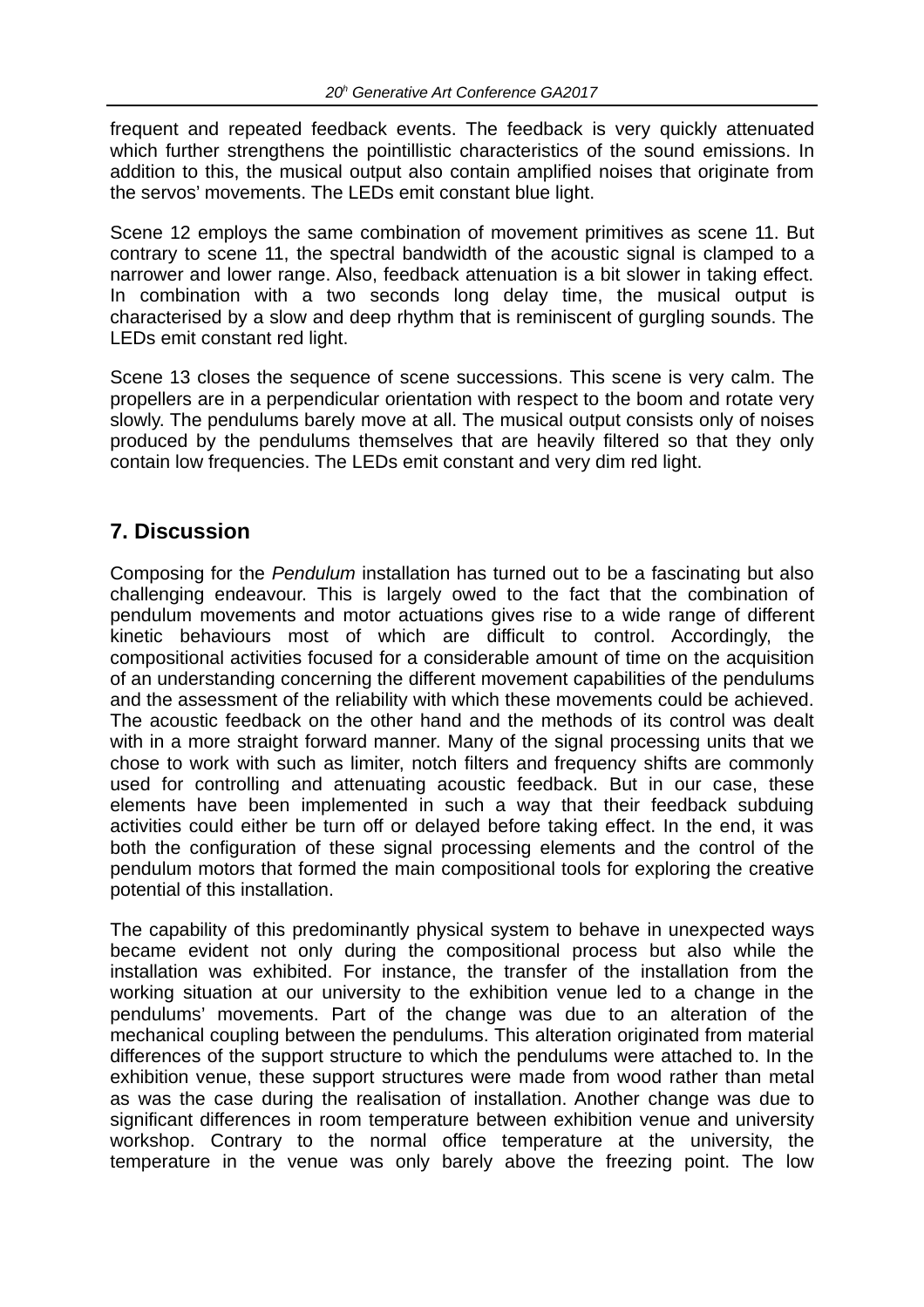frequent and repeated feedback events. The feedback is very quickly attenuated which further strengthens the pointillistic characteristics of the sound emissions. In addition to this, the musical output also contain amplified noises that originate from the servos' movements. The LEDs emit constant blue light.

Scene 12 employs the same combination of movement primitives as scene 11. But contrary to scene 11, the spectral bandwidth of the acoustic signal is clamped to a narrower and lower range. Also, feedback attenuation is a bit slower in taking effect. In combination with a two seconds long delay time, the musical output is characterised by a slow and deep rhythm that is reminiscent of gurgling sounds. The LEDs emit constant red light.

Scene 13 closes the sequence of scene successions. This scene is very calm. The propellers are in a perpendicular orientation with respect to the boom and rotate very slowly. The pendulums barely move at all. The musical output consists only of noises produced by the pendulums themselves that are heavily filtered so that they only contain low frequencies. The LEDs emit constant and very dim red light.

## 7. Discussion

Composing for the *Pendulum* installation has turned out to be a fascinating but also challenging endeavour. This is largely owed to the fact that the combination of pendulum movements and motor actuations gives rise to a wide range of different kinetic behaviours most of which are difficult to control. Accordingly, the compositional activities focused for a considerable amount of time on the acquisition of an understanding concerning the different movement capabilities of the pendulums and the assessment of the reliability with which these movements could be achieved. The acoustic feedback on the other hand and the methods of its control was dealt with in a more straight forward manner. Many of the signal processing units that we chose to work with such as limiter, notch filters and frequency shifts are commonly used for controlling and attenuating acoustic feedback. But in our case, these elements have been implemented in such a way that their feedback subduing activities could either be turn off or delayed before taking effect. In the end, it was both the configuration of these signal processing elements and the control of the pendulum motors that formed the main compositional tools for exploring the creative potential of this installation.

The capability of this predominantly physical system to behave in unexpected ways became evident not only during the compositional process but also while the installation was exhibited. For instance, the transfer of the installation from the working situation at our university to the exhibition venue led to a change in the pendulums' movements. Part of the change was due to an alteration of the mechanical coupling between the pendulums. This alteration originated from material differences of the support structure to which the pendulums were attached to. In the exhibition venue, these support structures were made from wood rather than metal as was the case during the realisation of installation. Another change was due to significant differences in room temperature between exhibition venue and university workshop. Contrary to the normal office temperature at the university, the temperature in the venue was only barely above the freezing point. The low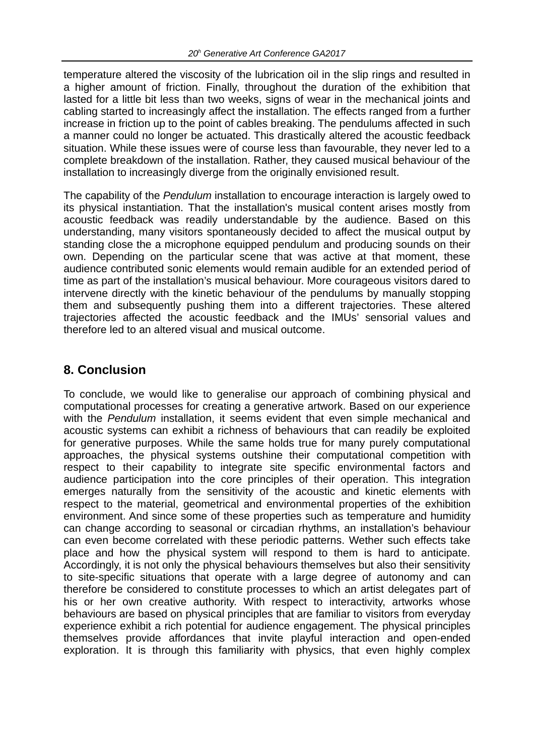temperature altered the viscosity of the lubrication oil in the slip rings and resulted in a higher amount of friction. Finally, throughout the duration of the exhibition that lasted for a little bit less than two weeks, signs of wear in the mechanical joints and cabling started to increasingly affect the installation. The effects ranged from a further increase in friction up to the point of cables breaking. The pendulums affected in such a manner could no longer be actuated. This drastically altered the acoustic feedback situation. While these issues were of course less than favourable, they never led to a complete breakdown of the installation. Rather, they caused musical behaviour of the installation to increasingly diverge from the originally envisioned result.

The capability of the *Pendulum* installation to encourage interaction is largely owed to its physical instantiation. That the installation's musical content arises mostly from acoustic feedback was readily understandable by the audience. Based on this understanding, many visitors spontaneously decided to affect the musical output by standing close the a microphone equipped pendulum and producing sounds on their own. Depending on the particular scene that was active at that moment, these audience contributed sonic elements would remain audible for an extended period of time as part of the installation's musical behaviour. More courageous visitors dared to intervene directly with the kinetic behaviour of the pendulums by manually stopping them and subsequently pushing them into a different trajectories. These altered trajectories affected the acoustic feedback and the IMUs' sensorial values and therefore led to an altered visual and musical outcome.

## 8. Conclusion

To conclude, we would like to generalise our approach of combining physical and computational processes for creating a generative artwork. Based on our experience with the *Pendulum* installation, it seems evident that even simple mechanical and acoustic systems can exhibit a richness of behaviours that can readily be exploited for generative purposes. While the same holds true for many purely computational approaches, the physical systems outshine their computational competition with respect to their capability to integrate site specific environmental factors and audience participation into the core principles of their operation. This integration emerges naturally from the sensitivity of the acoustic and kinetic elements with respect to the material, geometrical and environmental properties of the exhibition environment. And since some of these properties such as temperature and humidity can change according to seasonal or circadian rhythms, an installation's behaviour can even become correlated with these periodic patterns. Wether such effects take place and how the physical system will respond to them is hard to anticipate. Accordingly, it is not only the physical behaviours themselves but also their sensitivity to site-specific situations that operate with a large degree of autonomy and can therefore be considered to constitute processes to which an artist delegates part of his or her own creative authority. With respect to interactivity, artworks whose behaviours are based on physical principles that are familiar to visitors from everyday experience exhibit a rich potential for audience engagement. The physical principles themselves provide affordances that invite playful interaction and open-ended exploration. It is through this familiarity with physics, that even highly complex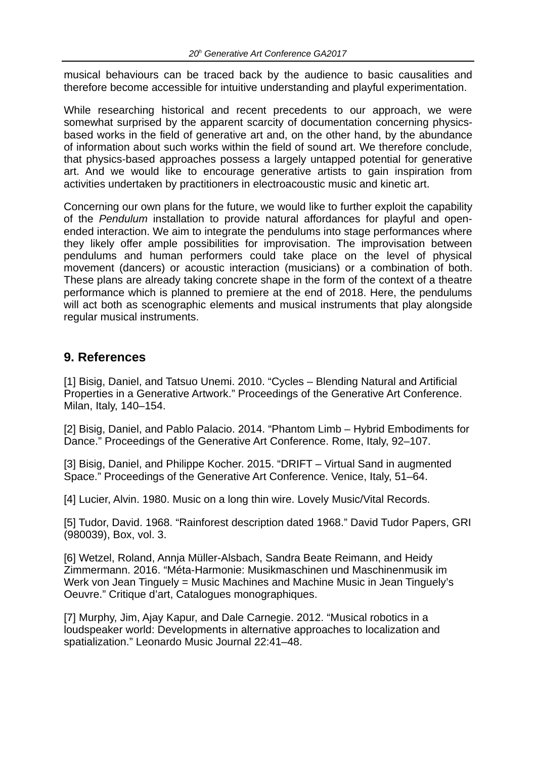musical behaviours can be traced back by the audience to basic causalities and therefore become accessible for intuitive understanding and playful experimentation.

While researching historical and recent precedents to our approach, we were somewhat surprised by the apparent scarcity of documentation concerning physics-based works in the field of generative art and, on the other hand, by the abundance of information about such works within the field of sound art. We therefore conclude, that physics-based approaches possess a largely untapped potential for generative art. And we would like to encourage generative artists to gain inspiration from activities undertaken by practitioners in electroacoustic music and kinetic art.

Concerning our own plans for the future, we would like to further exploit the capability of the *Pendulum* installation to provide natural affordances for playful and open-ended interaction. We aim to integrate the pendulums into stage performances where they likely offer ample possibilities for improvisation. The improvisation between pendulums and human performers could take place on the level of physical movement (dancers) or acoustic interaction (musicians) or a combination of both. These plans are already taking concrete shape in the form of the context of a theatre performance which is planned to premiere at the end of 2018. Here, the pendulums will act both as scenographic elements and musical instruments that play alongside regular musical instruments.

## 9. References

[1] Bisig, Daniel, and Tatsuo Unemi. 2010. "Cycles – Blending Natural and Artificial Properties in a Generative Artwork." Proceedings of the Generative Art Conference. Milan, Italy, 140–154.

[2] Bisig, Daniel, and Pablo Palacio. 2014. "Phantom Limb – Hybrid Embodiments for Dance." Proceedings of the Generative Art Conference. Rome, Italy, 92–107.

[3] Bisig, Daniel, and Philippe Kocher. 2015. "DRIFT – Virtual Sand in augmented Space." Proceedings of the Generative Art Conference. Venice, Italy, 51–64.

[4] Lucier, Alvin. 1980. Music on a long thin wire. Lovely Music/Vital Records.

[5] Tudor, David. 1968. "Rainforest description dated 1968." David Tudor Papers, GRI (980039), Box, vol. 3.

[6] Wetzel, Roland, Annja Müller-Alsbach, Sandra Beate Reimann, and Heidy Zimmermann. 2016. "Méta-Harmonie: Musikmaschinen und Maschinenmusik im Werk von Jean Tinguely = Music Machines and Machine Music in Jean Tinguely's Oeuvre." Critique d'art, Catalogues monographiques.

[7] Murphy, Jim, Ajay Kapur, and Dale Carnegie. 2012. "Musical robotics in a loudspeaker world: Developments in alternative approaches to localization and spatialization." Leonardo Music Journal 22:41–48.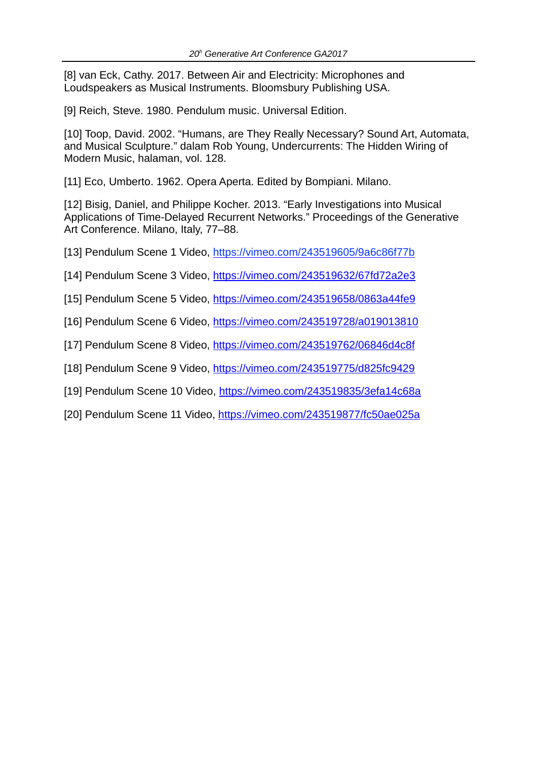[8] van Eck, Cathy. 2017. Between Air and Electricity: Microphones and Loudspeakers as Musical Instruments. Bloomsbury Publishing USA.

[9] Reich, Steve. 1980. Pendulum music. Universal Edition.

[10] Toop, David. 2002. “Humans, are They Really Necessary? Sound Art, Automata, and Musical Sculpture.” dalam Rob Young, Undercurrents: The Hidden Wiring of Modern Music, halaman, vol. 128.

[11] Eco, Umberto. 1962. Opera Aperta. Edited by Bompiani. Milano.

[12] Bisig, Daniel, and Philippe Kocher. 2013. “Early Investigations into Musical Applications of Time-Delayed Recurrent Networks.” Proceedings of the Generative Art Conference. Milano, Italy, 77–88.

[13] Pendulum Scene 1 Video, https://vimeo.com/243519605/9a6c86f77b

[14] Pendulum Scene 3 Video, https://vimeo.com/243519632/67fd72a2e3

[15] Pendulum Scene 5 Video, https://vimeo.com/243519658/0863a44fe9

[16] Pendulum Scene 6 Video, https://vimeo.com/243519728/a019013810

[17] Pendulum Scene 8 Video, https://vimeo.com/243519762/06846d4c8f

[18] Pendulum Scene 9 Video, https://vimeo.com/243519775/d825fc9429

[19] Pendulum Scene 10 Video, https://vimeo.com/243519835/3efa14c68a

[20] Pendulum Scene 11 Video, https://vimeo.com/243519877/fc50ae025a